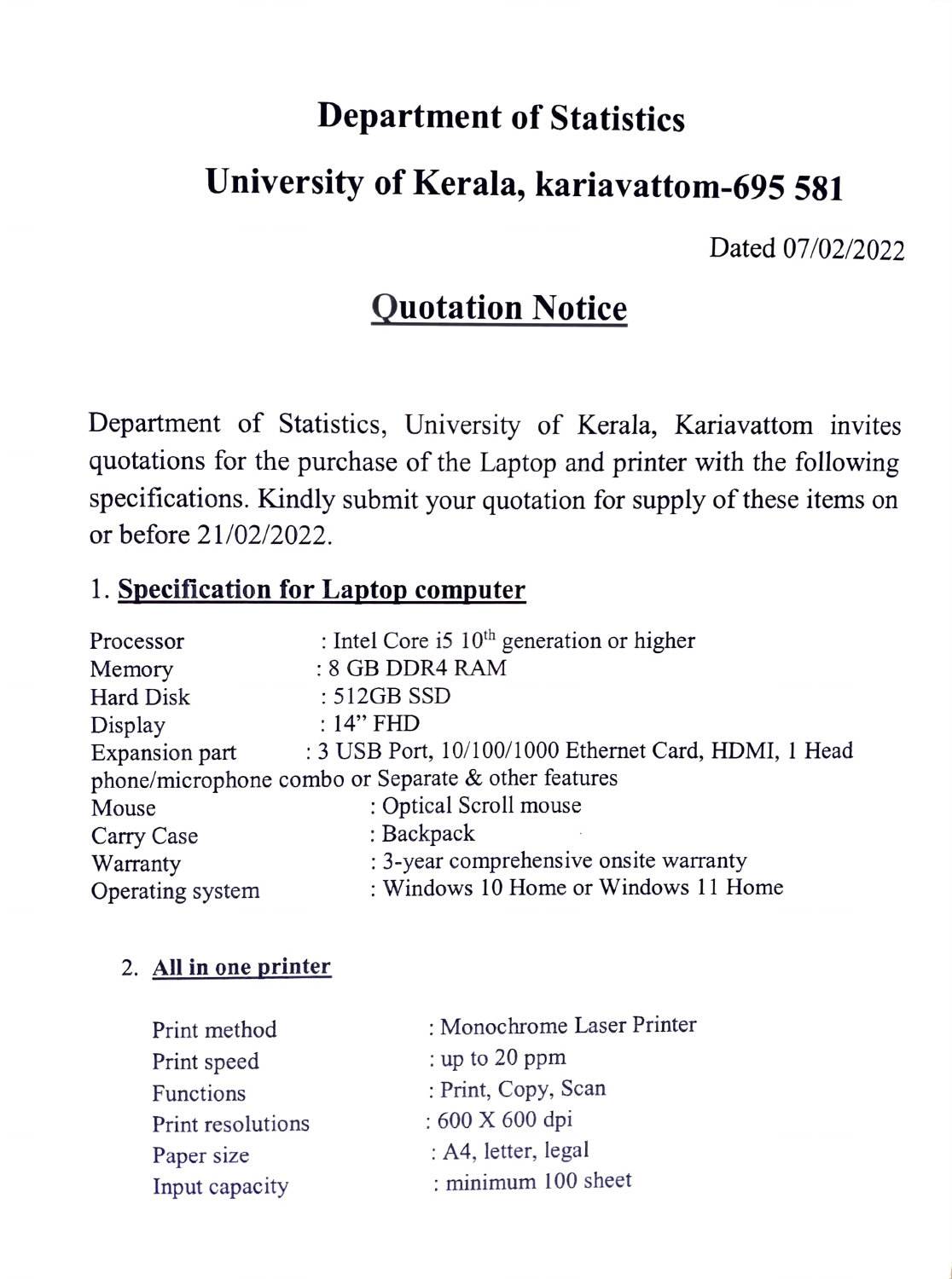# Department of Statistics

# University of Kerala, kariavattom-695 581

Dated 07/02/2022

## Quotation Notice

Department of Statistics, University of Kerala, Kariavattom invites quotations for the purchase of the Laptop and printer with the following specifications. Kindly submit your quotation for supply of these items on or before 21/02/2022.

### 1. Specification for Laptop computer

Processor : Intel Core i5 10th generation or higher
Memory : 8 GB DDR4 RAM
Hard Disk : 512GB SSD
Display : 14" FHD
Expansion part : 3 USB Port, 10/100/1000 Ethernet Card, HDMI, 1 Head phone/microphone combo or Separate & other features
Mouse : Optical Scroll mouse
Carry Case : Backpack
Warranty : 3-year comprehensive onsite warranty
Operating system : Windows 10 Home or Windows 11 Home

### 2. All in one printer

Print method : Monochrome Laser Printer
Print speed : up to 20 ppm
Functions : Print, Copy, Scan
Print resolutions : 600 X 600 dpi
Paper size : A4, letter, legal
Input capacity : minimum 100 sheet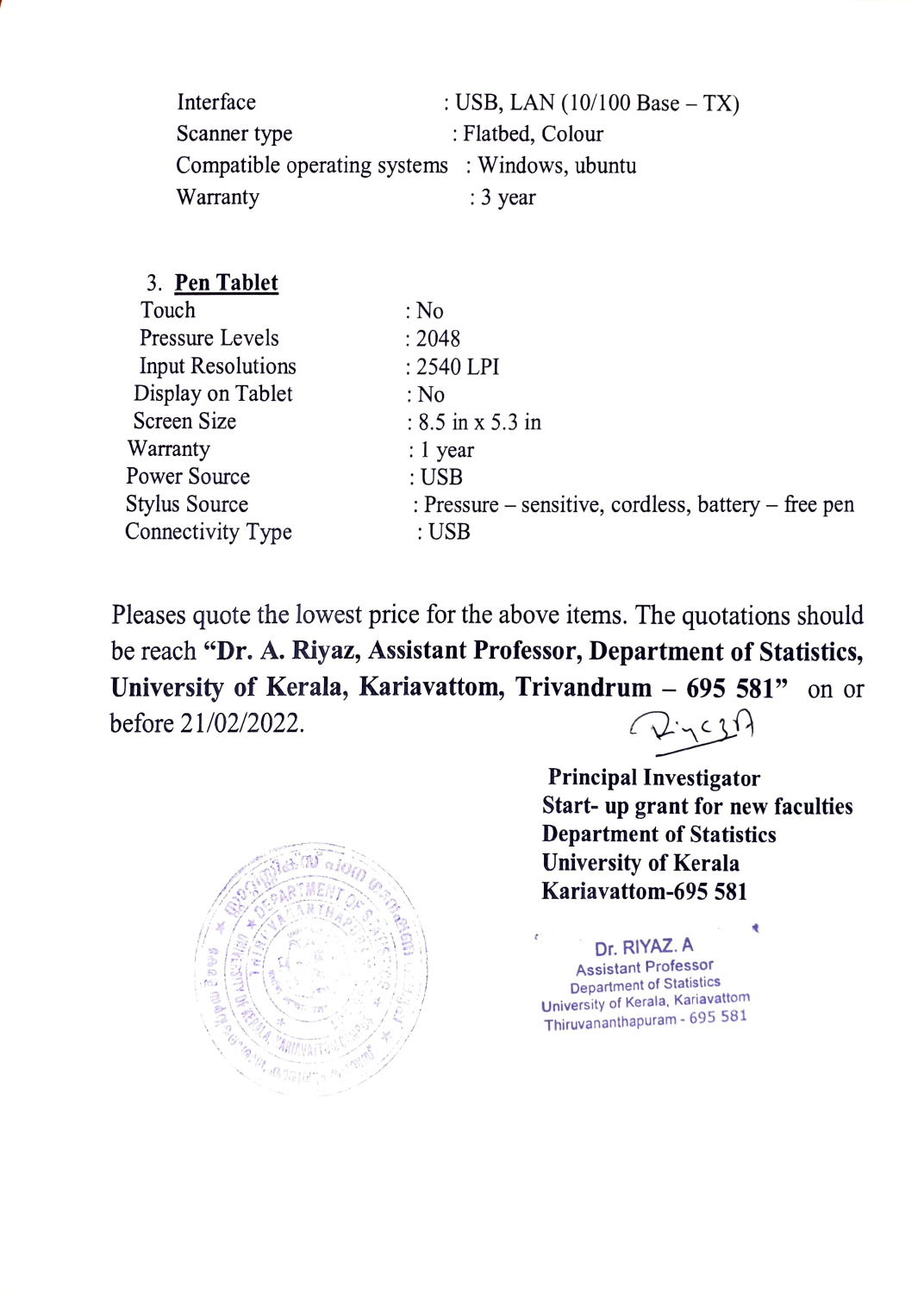| | |
|---|---|
| Interface | : USB, LAN (10/100 Base – TX) |
| Scanner type | : Flatbed, Colour |
| Compatible operating systems | : Windows, ubuntu |
| Warranty | : 3 year |

3. **Pen Tablet**

| | |
|---|---|
| Touch | : No |
| Pressure Levels | : 2048 |
| Input Resolutions | : 2540 LPI |
| Display on Tablet | : No |
| Screen Size | : 8.5 in x 5.3 in |
| Warranty | : 1 year |
| Power Source | : USB |
| Stylus Source | : Pressure – sensitive, cordless, battery – free pen |
| Connectivity Type | : USB |

Pleases quote the lowest price for the above items. The quotations should be reach **"Dr. A. Riyaz, Assistant Professor, Department of Statistics, University of Kerala, Kariavattom, Trivandrum – 695 581"** on or before 21/02/2022.

**Principal Investigator**
**Start- up grant for new faculties**
**Department of Statistics**
**University of Kerala**
**Kariavattom-695 581**

Dr. RIYAZ. A
Assistant Professor
Department of Statistics
University of Kerala, Kariavattom
Thiruvananthapuram - 695 581